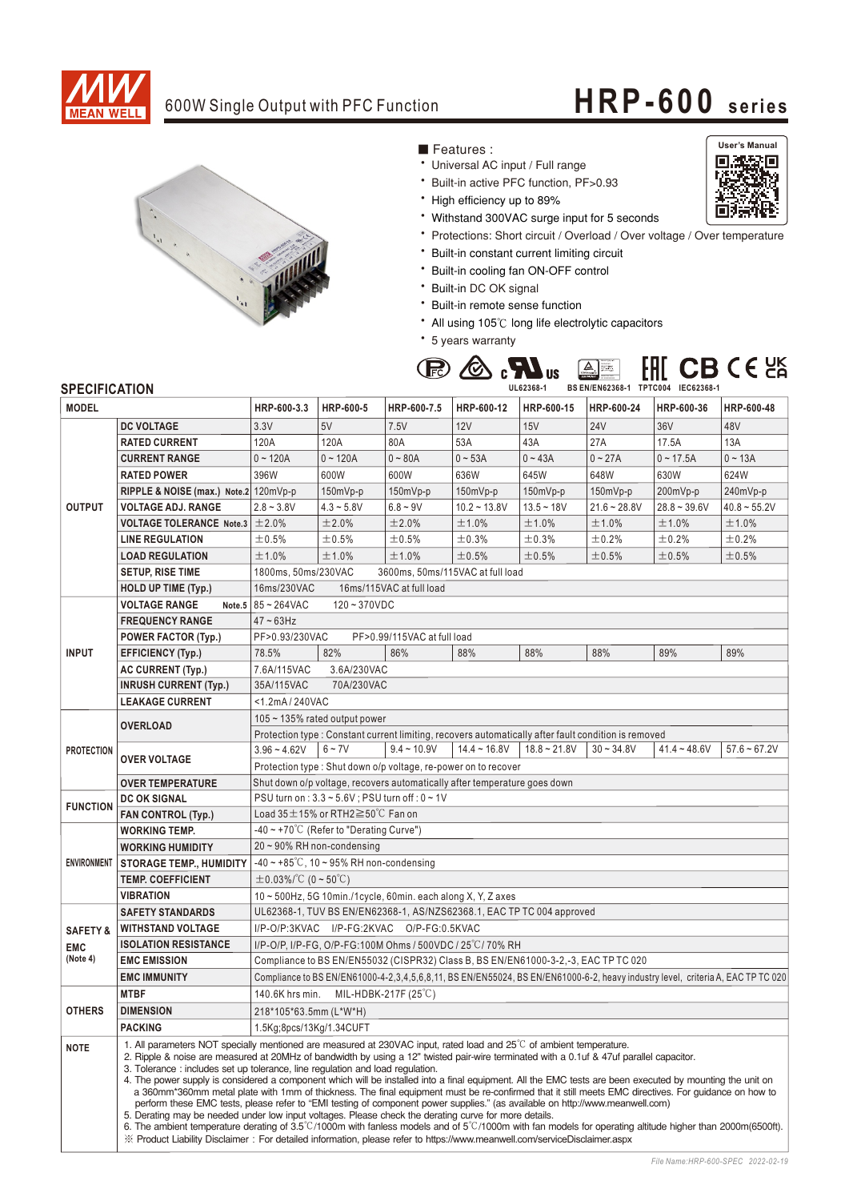# HRP-600 series

600W Single Output with PFC Function

■ Features :

- Universal AC input / Full range
- Built-in active PFC function, PF>0.93
- High efficiency up to 89%
- Withstand 300VAC surge input for 5 seconds
- Protections: Short circuit / Overload / Over voltage / Over temperature
- Built-in constant current limiting circuit
- Built-in cooling fan ON-OFF control
- Built-in DC OK signal
- Built-in remote sense function
- All using 105℃ long life electrolytic capacitors
- 5 years warranty

User's Manual

UL62368-1　BS EN/EN62368-1　TPTC004　IEC62368-1

## SPECIFICATION

| MODEL | | HRP-600-3.3 | HRP-600-5 | HRP-600-7.5 | HRP-600-12 | HRP-600-15 | HRP-600-24 | HRP-600-36 | HRP-600-48 |
|---|---|---|---|---|---|---|---|---|---|
| OUTPUT | DC VOLTAGE | 3.3V | 5V | 7.5V | 12V | 15V | 24V | 36V | 48V |
| | RATED CURRENT | 120A | 120A | 80A | 53A | 43A | 27A | 17.5A | 13A |
| | CURRENT RANGE | 0 ~ 120A | 0 ~ 120A | 0 ~ 80A | 0 ~ 53A | 0 ~ 43A | 0 ~ 27A | 0 ~ 17.5A | 0 ~ 13A |
| | RATED POWER | 396W | 600W | 600W | 636W | 645W | 648W | 630W | 624W |
| | RIPPLE & NOISE (max.) Note.2 | 120mVp-p | 150mVp-p | 150mVp-p | 150mVp-p | 150mVp-p | 150mVp-p | 200mVp-p | 240mVp-p |
| | VOLTAGE ADJ. RANGE | 2.8 ~ 3.8V | 4.3 ~ 5.8V | 6.8 ~ 9V | 10.2 ~ 13.8V | 13.5 ~ 18V | 21.6 ~ 28.8V | 28.8 ~ 39.6V | 40.8 ~ 55.2V |
| | VOLTAGE TOLERANCE Note.3 | ±2.0% | ±2.0% | ±2.0% | ±1.0% | ±1.0% | ±1.0% | ±1.0% | ±1.0% |
| | LINE REGULATION | ±0.5% | ±0.5% | ±0.5% | ±0.3% | ±0.3% | ±0.2% | ±0.2% | ±0.2% |
| | LOAD REGULATION | ±1.0% | ±1.0% | ±1.0% | ±0.5% | ±0.5% | ±0.5% | ±0.5% | ±0.5% |
| | SETUP, RISE TIME | 1800ms, 50ms/230VAC　3600ms, 50ms/115VAC at full load | | | | | | | |
| | HOLD UP TIME (Typ.) | 16ms/230VAC　16ms/115VAC at full load | | | | | | | |
| INPUT | VOLTAGE RANGE Note.5 | 85 ~ 264VAC　120 ~ 370VDC | | | | | | | |
| | FREQUENCY RANGE | 47 ~ 63Hz | | | | | | | |
| | POWER FACTOR (Typ.) | PF>0.93/230VAC　PF>0.99/115VAC at full load | | | | | | | |
| | EFFICIENCY (Typ.) | 78.5% | 82% | 86% | 88% | 88% | 88% | 89% | 89% |
| | AC CURRENT (Typ.) | 7.6A/115VAC　3.6A/230VAC | | | | | | | |
| | INRUSH CURRENT (Typ.) | 35A/115VAC　70A/230VAC | | | | | | | |
| | LEAKAGE CURRENT | <1.2mA / 240VAC | | | | | | | |
| PROTECTION | OVERLOAD | 105 ~ 135% rated output power | | | | | | | |
| | | Protection type : Constant current limiting, recovers automatically after fault condition is removed | | | | | | | |
| | OVER VOLTAGE | 3.96 ~ 4.62V | 6 ~ 7V | 9.4 ~ 10.9V | 14.4 ~ 16.8V | 18.8 ~ 21.8V | 30 ~ 34.8V | 41.4 ~ 48.6V | 57.6 ~ 67.2V |
| | | Protection type : Shut down o/p voltage, re-power on to recover | | | | | | | |
| | OVER TEMPERATURE | Shut down o/p voltage, recovers automatically after temperature goes down | | | | | | | |
| FUNCTION | DC OK SIGNAL | PSU turn on : 3.3 ~ 5.6V ; PSU turn off : 0 ~ 1V | | | | | | | |
| | FAN CONTROL (Typ.) | Load 35±15% or RTH2≧50℃ Fan on | | | | | | | |
| ENVIRONMENT | WORKING TEMP. | -40 ~ +70℃ (Refer to "Derating Curve") | | | | | | | |
| | WORKING HUMIDITY | 20 ~ 90% RH non-condensing | | | | | | | |
| | STORAGE TEMP., HUMIDITY | -40 ~ +85℃, 10 ~ 95% RH non-condensing | | | | | | | |
| | TEMP. COEFFICIENT | ±0.03%/℃ (0 ~ 50℃) | | | | | | | |
| | VIBRATION | 10 ~ 500Hz, 5G 10min./1cycle, 60min. each along X, Y, Z axes | | | | | | | |
| SAFETY & EMC (Note 4) | SAFETY STANDARDS | UL62368-1, TUV BS EN/EN62368-1, AS/NZS62368.1, EAC TP TC 004 approved | | | | | | | |
| | WITHSTAND VOLTAGE | I/P-O/P:3KVAC　I/P-FG:2KVAC　O/P-FG:0.5KVAC | | | | | | | |
| | ISOLATION RESISTANCE | I/P-O/P, I/P-FG, O/P-FG:100M Ohms / 500VDC / 25℃/ 70% RH | | | | | | | |
| | EMC EMISSION | Compliance to BS EN/EN55032 (CISPR32) Class B, BS EN/EN61000-3-2,-3, EAC TP TC 020 | | | | | | | |
| | EMC IMMUNITY | Compliance to BS EN/EN61000-4-2,3,4,5,6,8,11, BS EN/EN55024, BS EN/EN61000-6-2, heavy industry level, criteria A, EAC TP TC 020 | | | | | | | |
| OTHERS | MTBF | 140.6K hrs min.　MIL-HDBK-217F (25℃) | | | | | | | |
| | DIMENSION | 218*105*63.5mm (L*W*H) | | | | | | | |
| | PACKING | 1.5Kg;8pcs/13Kg/1.34CUFT | | | | | | | |

**NOTE**

1. All parameters NOT specially mentioned are measured at 230VAC input, rated load and 25℃ of ambient temperature.
2. Ripple & noise are measured at 20MHz of bandwidth by using a 12" twisted pair-wire terminated with a 0.1uf & 47uf parallel capacitor.
3. Tolerance : includes set up tolerance, line regulation and load regulation.
4. The power supply is considered a component which will be installed into a final equipment. All the EMC tests are been executed by mounting the unit on a 360mm*360mm metal plate with 1mm of thickness. The final equipment must be re-confirmed that it still meets EMC directives. For guidance on how to perform these EMC tests, please refer to "EMI testing of component power supplies." (as available on http://www.meanwell.com)
5. Derating may be needed under low input voltages. Please check the derating curve for more details.
6. The ambient temperature derating of 3.5℃/1000m with fanless models and of 5℃/1000m with fan models for operating altitude higher than 2000m(6500ft).

※ Product Liability Disclaimer : For detailed information, please refer to https://www.meanwell.com/serviceDisclaimer.aspx

File Name:HRP-600-SPEC 2022-02-19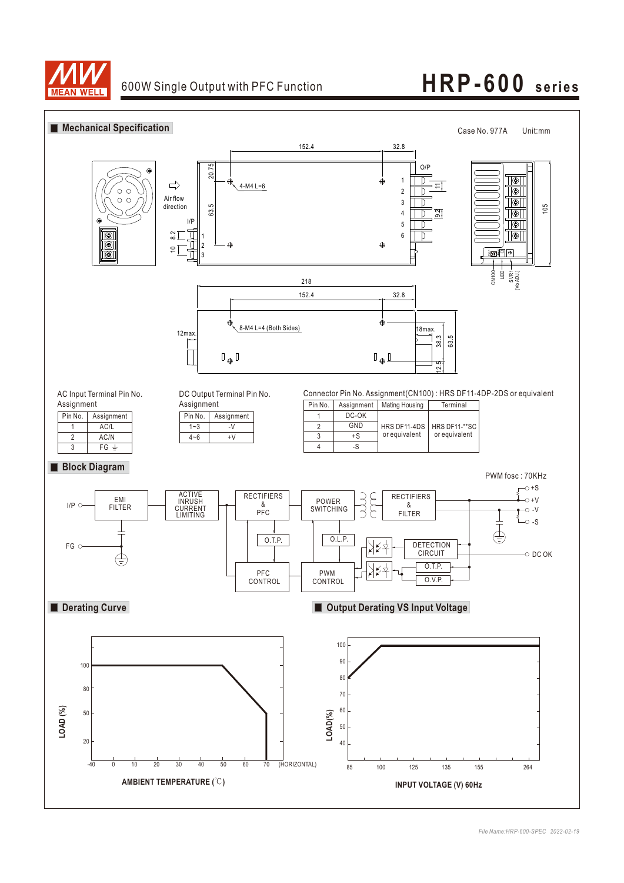600W Single Output with PFC Function

# HRP-600 series

## ■ Mechanical Specification

Case No. 977A Unit:mm

152.4
32.8
20.75
4-M4 L=6
O/P
1
2
3
4
5
6
11
9.2
63.5
Air flow direction
I/P
8.2
10
1
2
3
105
CN100
LED
SVR1 (Vo ADJ.)
218
152.4
32.8
8-M4 L=4 (Both Sides)
12max.
18max.
38.3
63.5
12.5

AC Input Terminal Pin No. Assignment

| Pin No. | Assignment |
|---|---|
| 1 | AC/L |
| 2 | AC/N |
| 3 | FG ⏚ |

DC Output Terminal Pin No. Assignment

| Pin No. | Assignment |
|---|---|
| 1~3 | -V |
| 4~6 | +V |

Connector Pin No. Assignment(CN100) : HRS DF11-4DP-2DS or equivalent

| Pin No. | Assignment | Mating Housing | Terminal |
|---|---|---|---|
| 1 | DC-OK | HRS DF11-4DS or equivalent | HRS DF11-**SC or equivalent |
| 2 | GND | | |
| 3 | +S | | |
| 4 | -S | | |

## ■ Block Diagram

PWM fosc : 70KHz

I/P
FG
EMI FILTER
ACTIVE INRUSH CURRENT LIMITING
RECTIFIERS & PFC
POWER SWITCHING
RECTIFIERS & FILTER
O.T.P.
O.L.P.
PFC CONTROL
PWM CONTROL
DETECTION CIRCUIT
O.T.P.
O.V.P.
+S
+V
-V
-S
DC OK

## ■ Derating Curve

LOAD (%)
100
80
50
20
-40 0 10 20 30 40 50 60 70 (HORIZONTAL)
AMBIENT TEMPERATURE (℃)

## ■ Output Derating VS Input Voltage

LOAD(%)
100
90
80
70
60
50
40
85 100 125 135 155 264
INPUT VOLTAGE (V) 60Hz

*File Name:HRP-600-SPEC 2022-02-19*